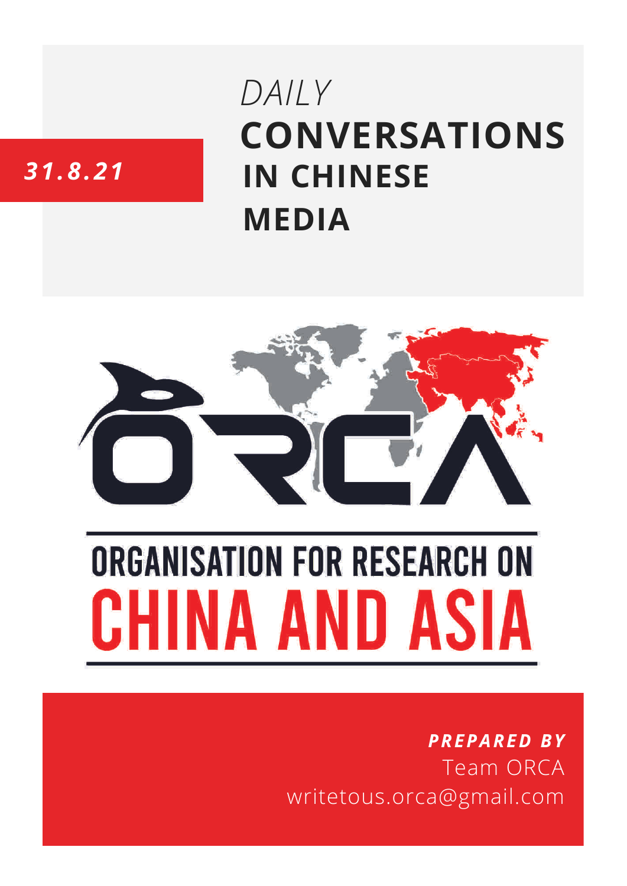*31.8.21*

*DAILY*

# CONVERSATIONS IN CHINESE MEDIA

ORCA

ORGANISATION FOR RESEARCH ON

CHINA AND ASIA

***PREPARED BY***

Team ORCA

writetous.orca@gmail.com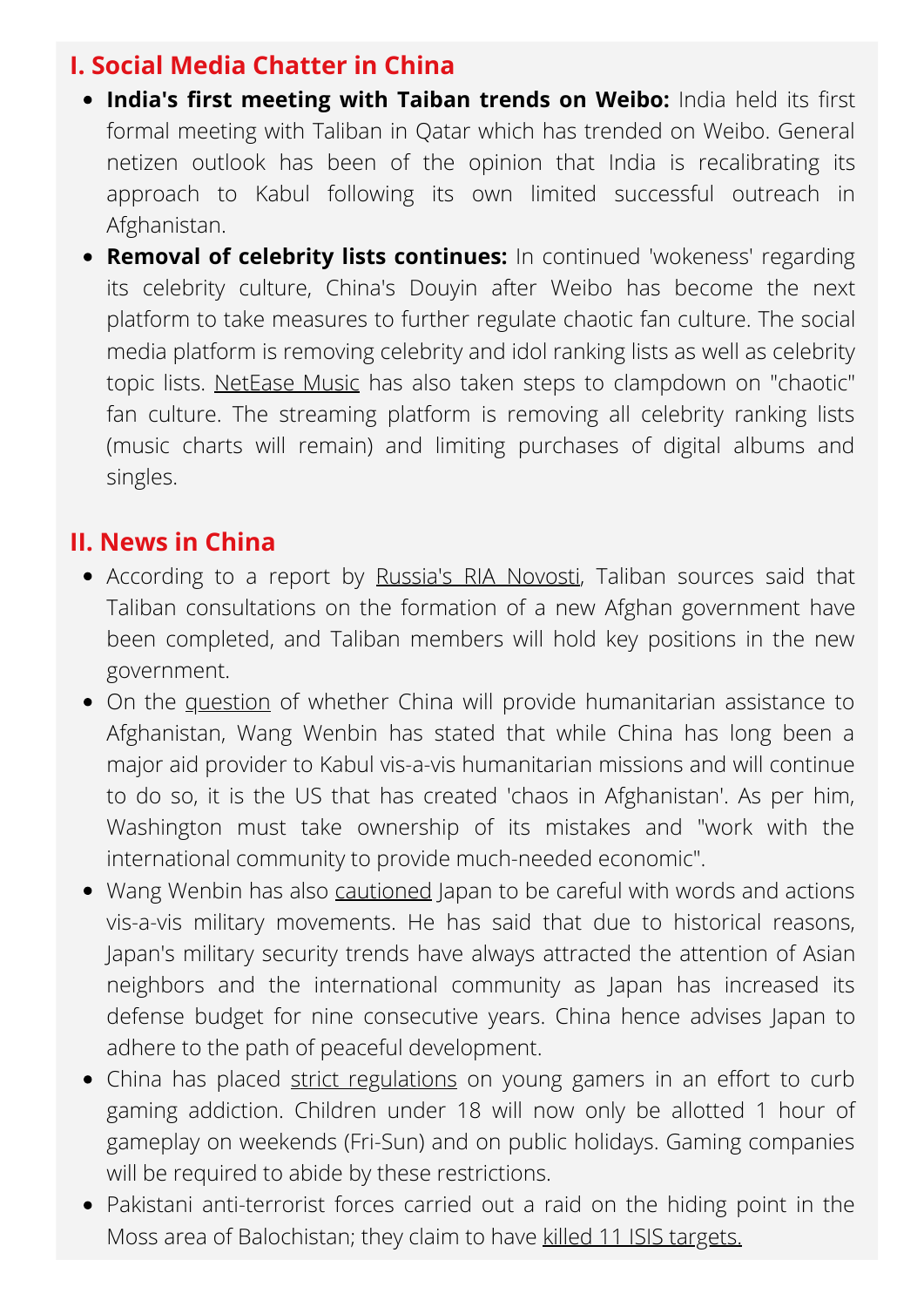## I. Social Media Chatter in China

- **India's first meeting with Taiban trends on Weibo:** India held its first formal meeting with Taliban in Qatar which has trended on Weibo. General netizen outlook has been of the opinion that India is recalibrating its approach to Kabul following its own limited successful outreach in Afghanistan.
- **Removal of celebrity lists continues:** In continued 'wokeness' regarding its celebrity culture, China's Douyin after Weibo has become the next platform to take measures to further regulate chaotic fan culture. The social media platform is removing celebrity and idol ranking lists as well as celebrity topic lists. NetEase Music has also taken steps to clampdown on "chaotic" fan culture. The streaming platform is removing all celebrity ranking lists (music charts will remain) and limiting purchases of digital albums and singles.

## II. News in China

- According to a report by Russia's RIA Novosti, Taliban sources said that Taliban consultations on the formation of a new Afghan government have been completed, and Taliban members will hold key positions in the new government.
- On the question of whether China will provide humanitarian assistance to Afghanistan, Wang Wenbin has stated that while China has long been a major aid provider to Kabul vis-a-vis humanitarian missions and will continue to do so, it is the US that has created 'chaos in Afghanistan'. As per him, Washington must take ownership of its mistakes and "work with the international community to provide much-needed economic".
- Wang Wenbin has also cautioned Japan to be careful with words and actions vis-a-vis military movements. He has said that due to historical reasons, Japan's military security trends have always attracted the attention of Asian neighbors and the international community as Japan has increased its defense budget for nine consecutive years. China hence advises Japan to adhere to the path of peaceful development.
- China has placed strict regulations on young gamers in an effort to curb gaming addiction. Children under 18 will now only be allotted 1 hour of gameplay on weekends (Fri-Sun) and on public holidays. Gaming companies will be required to abide by these restrictions.
- Pakistani anti-terrorist forces carried out a raid on the hiding point in the Moss area of Balochistan; they claim to have killed 11 ISIS targets.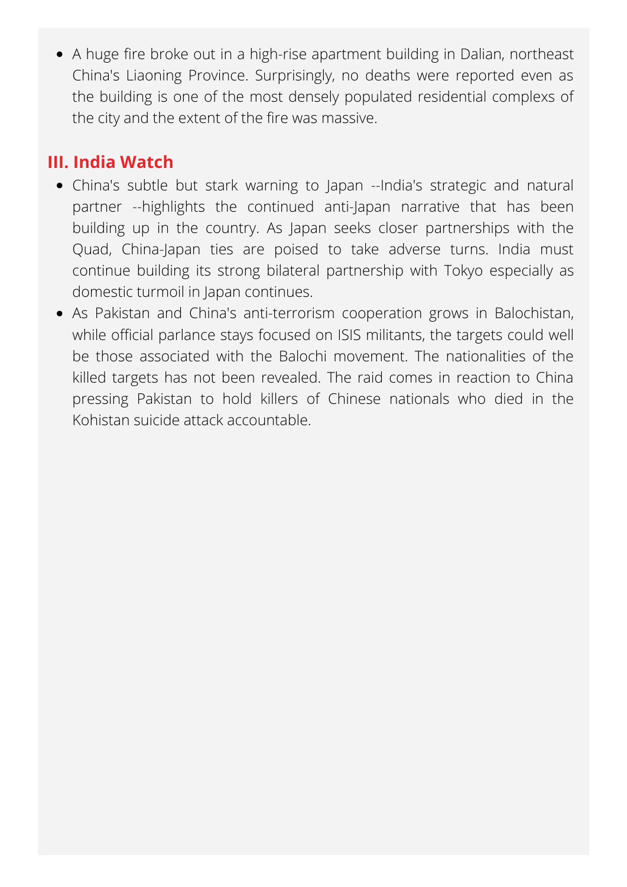- A huge fire broke out in a high-rise apartment building in Dalian, northeast China's Liaoning Province. Surprisingly, no deaths were reported even as the building is one of the most densely populated residential complexs of the city and the extent of the fire was massive.

## III. India Watch

- China's subtle but stark warning to Japan --India's strategic and natural partner --highlights the continued anti-Japan narrative that has been building up in the country. As Japan seeks closer partnerships with the Quad, China-Japan ties are poised to take adverse turns. India must continue building its strong bilateral partnership with Tokyo especially as domestic turmoil in Japan continues.
- As Pakistan and China's anti-terrorism cooperation grows in Balochistan, while official parlance stays focused on ISIS militants, the targets could well be those associated with the Balochi movement. The nationalities of the killed targets has not been revealed. The raid comes in reaction to China pressing Pakistan to hold killers of Chinese nationals who died in the Kohistan suicide attack accountable.